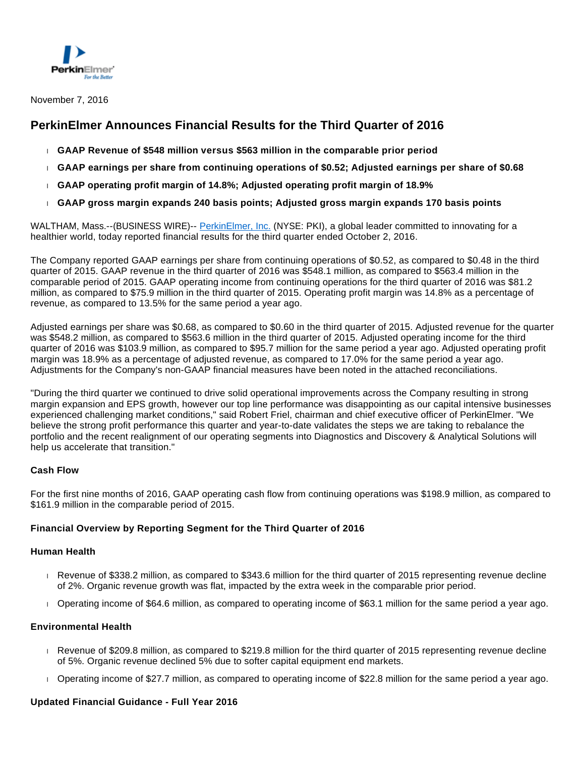November 7, 2016

# PerkinElmer Announces Financial Results for the Third Quarter of 2016

- **GAAP Revenue of $548 million versus $563 million in the comparable prior period**
- **GAAP earnings per share from continuing operations of $0.52; Adjusted earnings per share of $0.68**
- **GAAP operating profit margin of 14.8%; Adjusted operating profit margin of 18.9%**
- **GAAP gross margin expands 240 basis points; Adjusted gross margin expands 170 basis points**

WALTHAM, Mass.--(BUSINESS WIRE)-- PerkinElmer, Inc. (NYSE: PKI), a global leader committed to innovating for a healthier world, today reported financial results for the third quarter ended October 2, 2016.

The Company reported GAAP earnings per share from continuing operations of $0.52, as compared to $0.48 in the third quarter of 2015. GAAP revenue in the third quarter of 2016 was $548.1 million, as compared to $563.4 million in the comparable period of 2015. GAAP operating income from continuing operations for the third quarter of 2016 was $81.2 million, as compared to $75.9 million in the third quarter of 2015. Operating profit margin was 14.8% as a percentage of revenue, as compared to 13.5% for the same period a year ago.

Adjusted earnings per share was $0.68, as compared to $0.60 in the third quarter of 2015. Adjusted revenue for the quarter was $548.2 million, as compared to $563.6 million in the third quarter of 2015. Adjusted operating income for the third quarter of 2016 was $103.9 million, as compared to $95.7 million for the same period a year ago. Adjusted operating profit margin was 18.9% as a percentage of adjusted revenue, as compared to 17.0% for the same period a year ago. Adjustments for the Company's non-GAAP financial measures have been noted in the attached reconciliations.

"During the third quarter we continued to drive solid operational improvements across the Company resulting in strong margin expansion and EPS growth, however our top line performance was disappointing as our capital intensive businesses experienced challenging market conditions," said Robert Friel, chairman and chief executive officer of PerkinElmer. "We believe the strong profit performance this quarter and year-to-date validates the steps we are taking to rebalance the portfolio and the recent realignment of our operating segments into Diagnostics and Discovery & Analytical Solutions will help us accelerate that transition."

### Cash Flow

For the first nine months of 2016, GAAP operating cash flow from continuing operations was $198.9 million, as compared to $161.9 million in the comparable period of 2015.

### Financial Overview by Reporting Segment for the Third Quarter of 2016

#### Human Health

- Revenue of $338.2 million, as compared to $343.6 million for the third quarter of 2015 representing revenue decline of 2%. Organic revenue growth was flat, impacted by the extra week in the comparable prior period.
- Operating income of $64.6 million, as compared to operating income of $63.1 million for the same period a year ago.

#### Environmental Health

- Revenue of $209.8 million, as compared to $219.8 million for the third quarter of 2015 representing revenue decline of 5%. Organic revenue declined 5% due to softer capital equipment end markets.
- Operating income of $27.7 million, as compared to operating income of $22.8 million for the same period a year ago.

### Updated Financial Guidance - Full Year 2016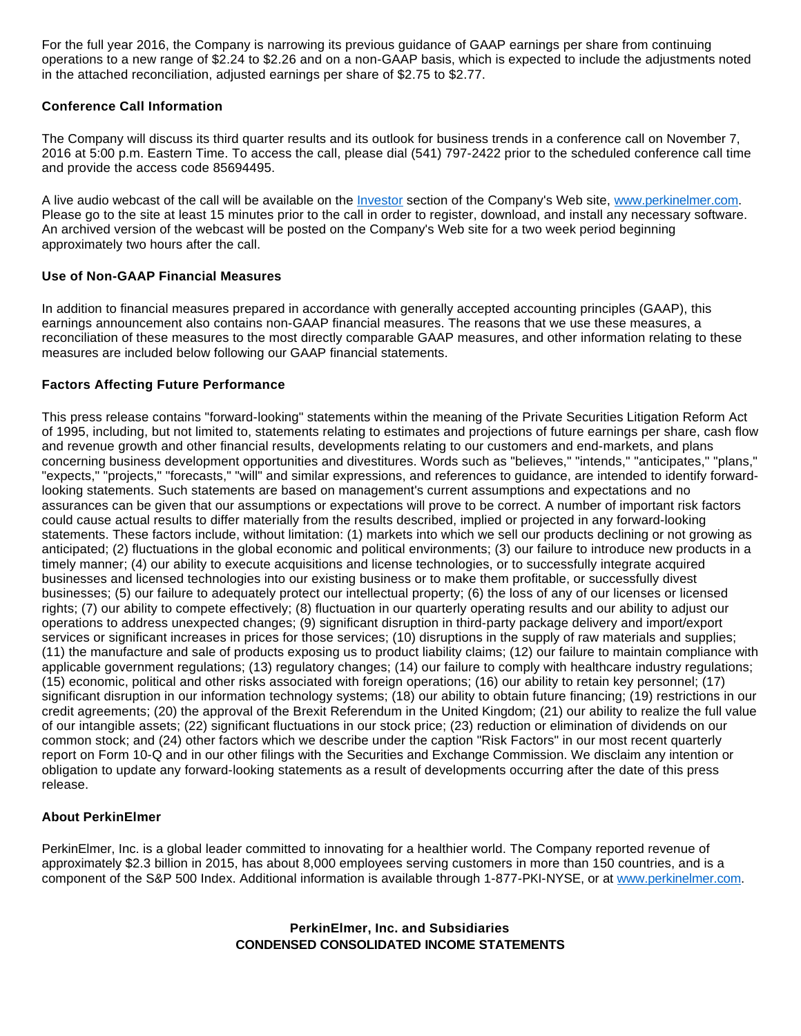For the full year 2016, the Company is narrowing its previous guidance of GAAP earnings per share from continuing operations to a new range of $2.24 to $2.26 and on a non-GAAP basis, which is expected to include the adjustments noted in the attached reconciliation, adjusted earnings per share of $2.75 to $2.77.

**Conference Call Information**

The Company will discuss its third quarter results and its outlook for business trends in a conference call on November 7, 2016 at 5:00 p.m. Eastern Time. To access the call, please dial (541) 797-2422 prior to the scheduled conference call time and provide the access code 85694495.

A live audio webcast of the call will be available on the Investor section of the Company's Web site, www.perkinelmer.com. Please go to the site at least 15 minutes prior to the call in order to register, download, and install any necessary software. An archived version of the webcast will be posted on the Company's Web site for a two week period beginning approximately two hours after the call.

**Use of Non-GAAP Financial Measures**

In addition to financial measures prepared in accordance with generally accepted accounting principles (GAAP), this earnings announcement also contains non-GAAP financial measures. The reasons that we use these measures, a reconciliation of these measures to the most directly comparable GAAP measures, and other information relating to these measures are included below following our GAAP financial statements.

**Factors Affecting Future Performance**

This press release contains "forward-looking" statements within the meaning of the Private Securities Litigation Reform Act of 1995, including, but not limited to, statements relating to estimates and projections of future earnings per share, cash flow and revenue growth and other financial results, developments relating to our customers and end-markets, and plans concerning business development opportunities and divestitures. Words such as "believes," "intends," "anticipates," "plans," "expects," "projects," "forecasts," "will" and similar expressions, and references to guidance, are intended to identify forward-looking statements. Such statements are based on management's current assumptions and expectations and no assurances can be given that our assumptions or expectations will prove to be correct. A number of important risk factors could cause actual results to differ materially from the results described, implied or projected in any forward-looking statements. These factors include, without limitation: (1) markets into which we sell our products declining or not growing as anticipated; (2) fluctuations in the global economic and political environments; (3) our failure to introduce new products in a timely manner; (4) our ability to execute acquisitions and license technologies, or to successfully integrate acquired businesses and licensed technologies into our existing business or to make them profitable, or successfully divest businesses; (5) our failure to adequately protect our intellectual property; (6) the loss of any of our licenses or licensed rights; (7) our ability to compete effectively; (8) fluctuation in our quarterly operating results and our ability to adjust our operations to address unexpected changes; (9) significant disruption in third-party package delivery and import/export services or significant increases in prices for those services; (10) disruptions in the supply of raw materials and supplies; (11) the manufacture and sale of products exposing us to product liability claims; (12) our failure to maintain compliance with applicable government regulations; (13) regulatory changes; (14) our failure to comply with healthcare industry regulations; (15) economic, political and other risks associated with foreign operations; (16) our ability to retain key personnel; (17) significant disruption in our information technology systems; (18) our ability to obtain future financing; (19) restrictions in our credit agreements; (20) the approval of the Brexit Referendum in the United Kingdom; (21) our ability to realize the full value of our intangible assets; (22) significant fluctuations in our stock price; (23) reduction or elimination of dividends on our common stock; and (24) other factors which we describe under the caption "Risk Factors" in our most recent quarterly report on Form 10-Q and in our other filings with the Securities and Exchange Commission. We disclaim any intention or obligation to update any forward-looking statements as a result of developments occurring after the date of this press release.

**About PerkinElmer**

PerkinElmer, Inc. is a global leader committed to innovating for a healthier world. The Company reported revenue of approximately $2.3 billion in 2015, has about 8,000 employees serving customers in more than 150 countries, and is a component of the S&P 500 Index. Additional information is available through 1-877-PKI-NYSE, or at www.perkinelmer.com.

**PerkinElmer, Inc. and Subsidiaries**
**CONDENSED CONSOLIDATED INCOME STATEMENTS**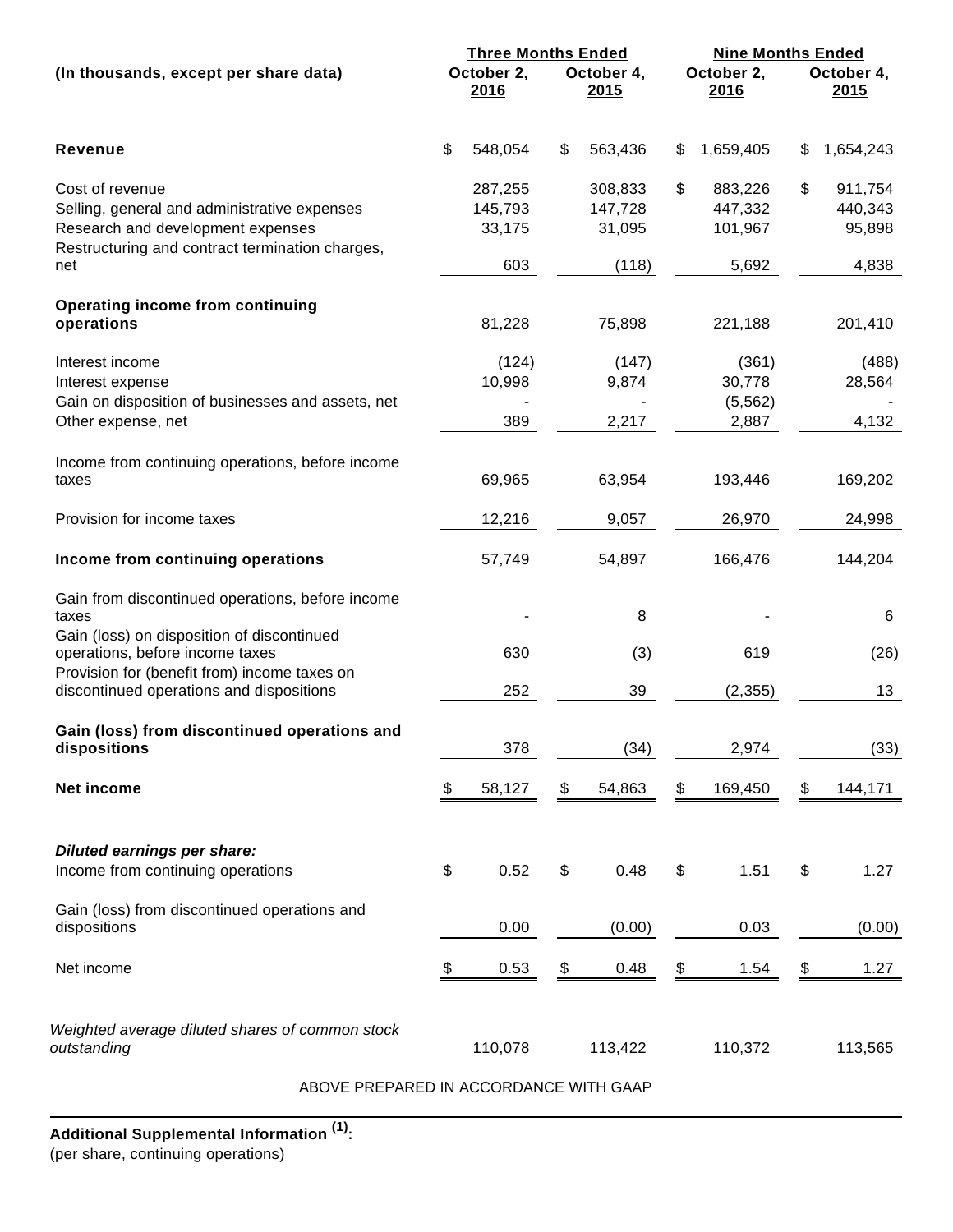| (In thousands, except per share data) | Three Months Ended | | Nine Months Ended | |
|---|---|---|---|---|
| | October 2, 2016 | October 4, 2015 | October 2, 2016 | October 4, 2015 |
| **Revenue** | $ 548,054 | $ 563,436 | $ 1,659,405 | $ 1,654,243 |
| Cost of revenue | 287,255 | 308,833 | $ 883,226 | $ 911,754 |
| Selling, general and administrative expenses | 145,793 | 147,728 | 447,332 | 440,343 |
| Research and development expenses | 33,175 | 31,095 | 101,967 | 95,898 |
| Restructuring and contract termination charges, net | 603 | (118) | 5,692 | 4,838 |
| **Operating income from continuing operations** | 81,228 | 75,898 | 221,188 | 201,410 |
| Interest income | (124) | (147) | (361) | (488) |
| Interest expense | 10,998 | 9,874 | 30,778 | 28,564 |
| Gain on disposition of businesses and assets, net | - | - | (5,562) | - |
| Other expense, net | 389 | 2,217 | 2,887 | 4,132 |
| Income from continuing operations, before income taxes | 69,965 | 63,954 | 193,446 | 169,202 |
| Provision for income taxes | 12,216 | 9,057 | 26,970 | 24,998 |
| **Income from continuing operations** | 57,749 | 54,897 | 166,476 | 144,204 |
| Gain from discontinued operations, before income taxes | - | 8 | - | 6 |
| Gain (loss) on disposition of discontinued operations, before income taxes | 630 | (3) | 619 | (26) |
| Provision for (benefit from) income taxes on discontinued operations and dispositions | 252 | 39 | (2,355) | 13 |
| **Gain (loss) from discontinued operations and dispositions** | 378 | (34) | 2,974 | (33) |
| **Net income** | $ 58,127 | $ 54,863 | $ 169,450 | $ 144,171 |
| ***Diluted earnings per share:*** | | | | |
| Income from continuing operations | $ 0.52 | $ 0.48 | $ 1.51 | $ 1.27 |
| Gain (loss) from discontinued operations and dispositions | 0.00 | (0.00) | 0.03 | (0.00) |
| Net income | $ 0.53 | $ 0.48 | $ 1.54 | $ 1.27 |
| *Weighted average diluted shares of common stock outstanding* | 110,078 | 113,422 | 110,372 | 113,565 |

ABOVE PREPARED IN ACCORDANCE WITH GAAP

**Additional Supplemental Information [(1)]:**

(per share, continuing operations)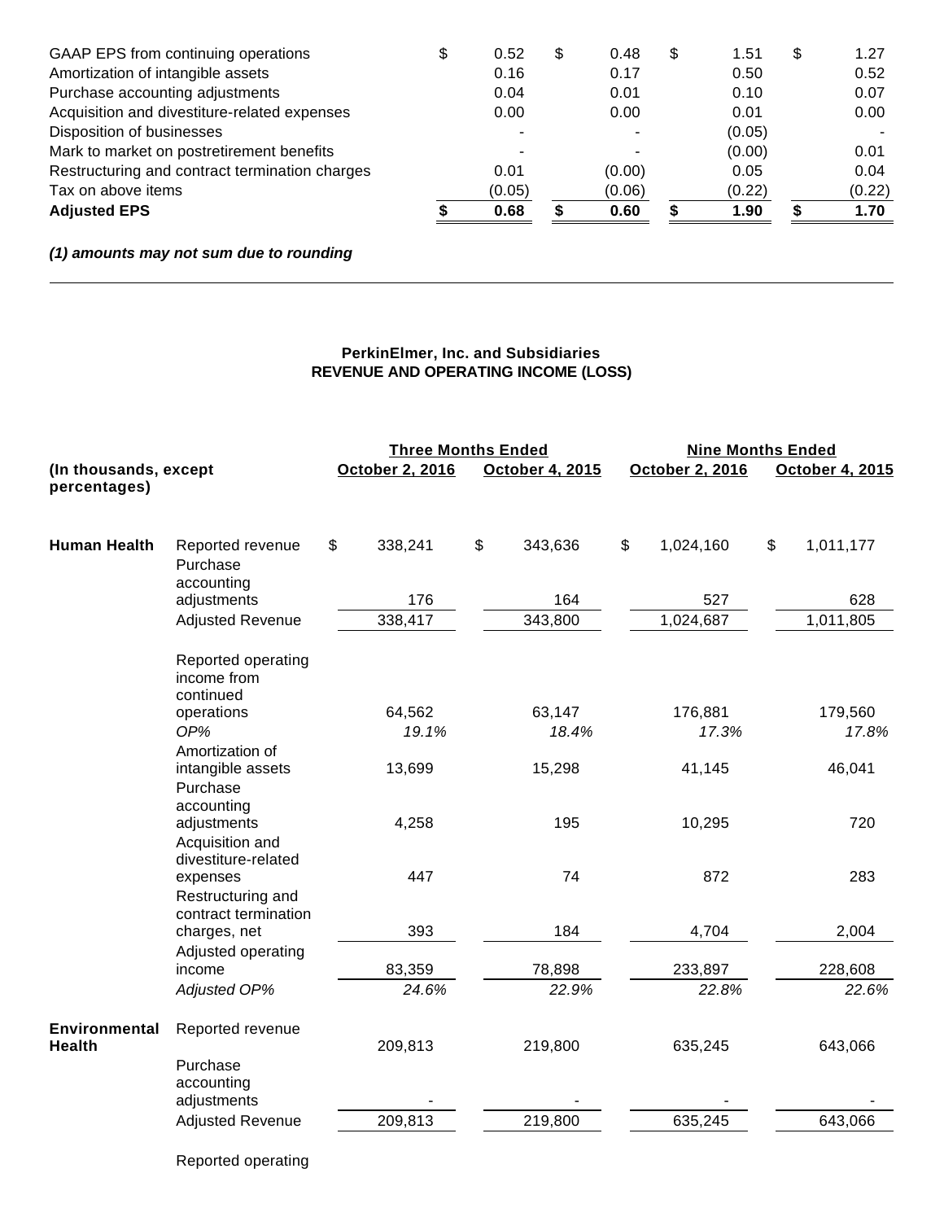| | | | | |
|---|---|---|---|---|
| GAAP EPS from continuing operations | $ 0.52 | $ 0.48 | $ 1.51 | $ 1.27 |
| Amortization of intangible assets | 0.16 | 0.17 | 0.50 | 0.52 |
| Purchase accounting adjustments | 0.04 | 0.01 | 0.10 | 0.07 |
| Acquisition and divestiture-related expenses | 0.00 | 0.00 | 0.01 | 0.00 |
| Disposition of businesses | - | - | (0.05) | - |
| Mark to market on postretirement benefits | - | - | (0.00) | 0.01 |
| Restructuring and contract termination charges | 0.01 | (0.00) | 0.05 | 0.04 |
| Tax on above items | (0.05) | (0.06) | (0.22) | (0.22) |
| **Adjusted EPS** | **$ 0.68** | **$ 0.60** | **$ 1.90** | **$ 1.70** |

***(1) amounts may not sum due to rounding***

---

**PerkinElmer, Inc. and Subsidiaries**
**REVENUE AND OPERATING INCOME (LOSS)**

| **(In thousands, except percentages)** | | **Three Months Ended** | | **Nine Months Ended** | |
|---|---|---|---|---|---|
| | | **October 2, 2016** | **October 4, 2015** | **October 2, 2016** | **October 4, 2015** |
| **Human Health** | Reported revenue | $ 338,241 | $ 343,636 | $ 1,024,160 | $ 1,011,177 |
| | Purchase accounting adjustments | 176 | 164 | 527 | 628 |
| | Adjusted Revenue | 338,417 | 343,800 | 1,024,687 | 1,011,805 |
| | Reported operating income from continued operations | 64,562 | 63,147 | 176,881 | 179,560 |
| | *OP%* | *19.1%* | *18.4%* | *17.3%* | *17.8%* |
| | Amortization of intangible assets | 13,699 | 15,298 | 41,145 | 46,041 |
| | Purchase accounting adjustments | 4,258 | 195 | 10,295 | 720 |
| | Acquisition and divestiture-related expenses | 447 | 74 | 872 | 283 |
| | Restructuring and contract termination charges, net | 393 | 184 | 4,704 | 2,004 |
| | Adjusted operating income | 83,359 | 78,898 | 233,897 | 228,608 |
| | *Adjusted OP%* | *24.6%* | *22.9%* | *22.8%* | *22.6%* |
| **Environmental Health** | Reported revenue | 209,813 | 219,800 | 635,245 | 643,066 |
| | Purchase accounting adjustments | - | - | - | - |
| | Adjusted Revenue | 209,813 | 219,800 | 635,245 | 643,066 |
| | Reported operating | | | | |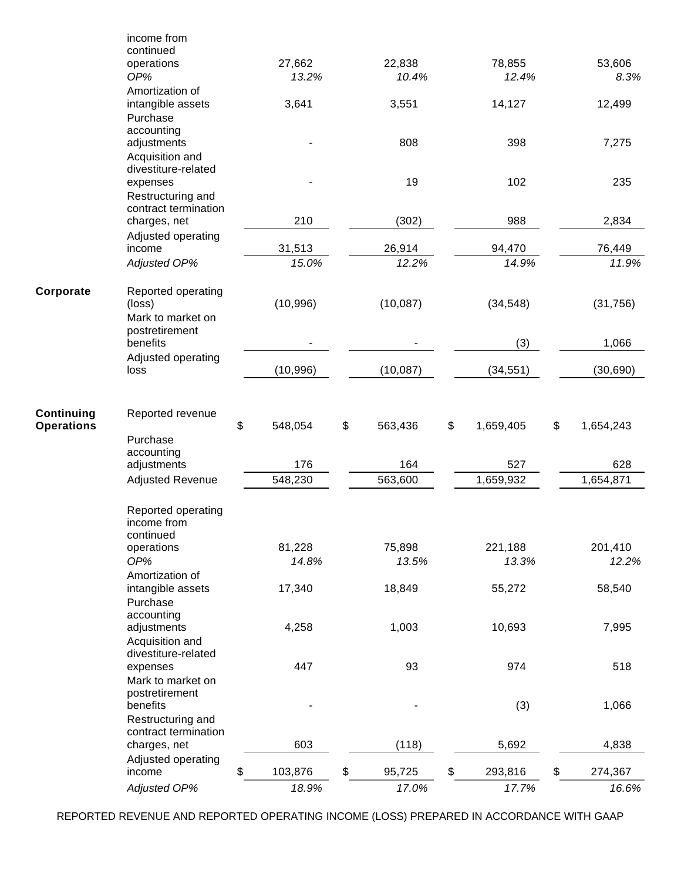| | | | | | |
|---|---|---|---|---|---|
| | Reported operating income from continued operations | 27,662 | 22,838 | 78,855 | 53,606 |
| | *OP%* | *13.2%* | *10.4%* | *12.4%* | *8.3%* |
| | Amortization of intangible assets | 3,641 | 3,551 | 14,127 | 12,499 |
| | Purchase accounting adjustments | - | 808 | 398 | 7,275 |
| | Acquisition and divestiture-related expenses | - | 19 | 102 | 235 |
| | Restructuring and contract termination charges, net | 210 | (302) | 988 | 2,834 |
| | Adjusted operating income | 31,513 | 26,914 | 94,470 | 76,449 |
| | *Adjusted OP%* | *15.0%* | *12.2%* | *14.9%* | *11.9%* |
| **Corporate** | Reported operating (loss) | (10,996) | (10,087) | (34,548) | (31,756) |
| | Mark to market on postretirement benefits | - | - | (3) | 1,066 |
| | Adjusted operating loss | (10,996) | (10,087) | (34,551) | (30,690) |
| **Continuing Operations** | Reported revenue | $ 548,054 | $ 563,436 | $ 1,659,405 | $ 1,654,243 |
| | Purchase accounting adjustments | 176 | 164 | 527 | 628 |
| | Adjusted Revenue | 548,230 | 563,600 | 1,659,932 | 1,654,871 |
| | Reported operating income from continued operations | 81,228 | 75,898 | 221,188 | 201,410 |
| | *OP%* | *14.8%* | *13.5%* | *13.3%* | *12.2%* |
| | Amortization of intangible assets | 17,340 | 18,849 | 55,272 | 58,540 |
| | Purchase accounting adjustments | 4,258 | 1,003 | 10,693 | 7,995 |
| | Acquisition and divestiture-related expenses | 447 | 93 | 974 | 518 |
| | Mark to market on postretirement benefits | - | - | (3) | 1,066 |
| | Restructuring and contract termination charges, net | 603 | (118) | 5,692 | 4,838 |
| | Adjusted operating income | $ 103,876 | $ 95,725 | $ 293,816 | $ 274,367 |
| | *Adjusted OP%* | *18.9%* | *17.0%* | *17.7%* | *16.6%* |

REPORTED REVENUE AND REPORTED OPERATING INCOME (LOSS) PREPARED IN ACCORDANCE WITH GAAP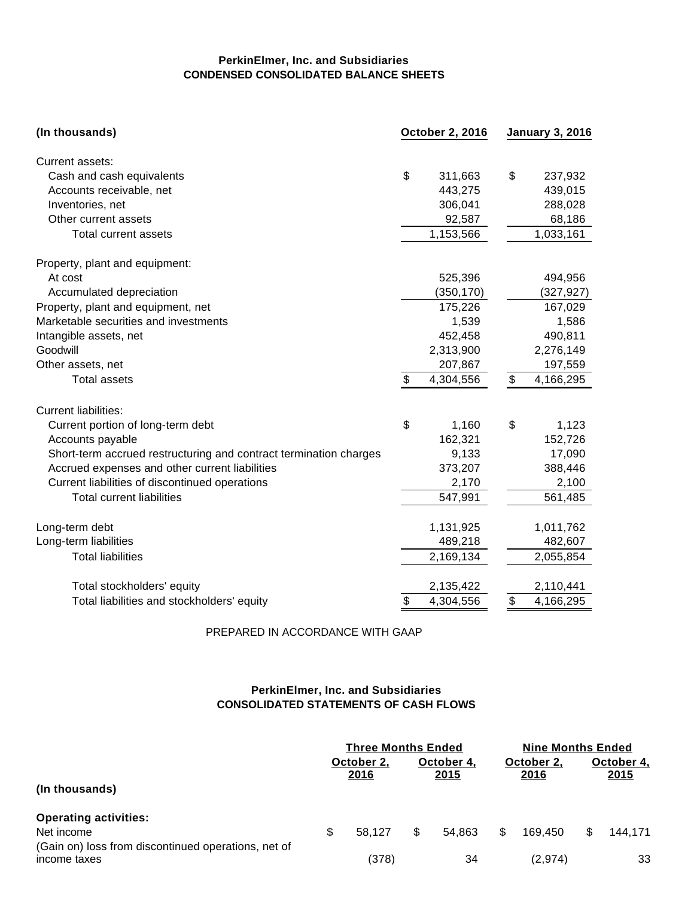**PerkinElmer, Inc. and Subsidiaries**
**CONDENSED CONSOLIDATED BALANCE SHEETS**

| (In thousands) | October 2, 2016 | January 3, 2016 |
|---|---|---|
| Current assets: | | |
| Cash and cash equivalents | $ 311,663 | $ 237,932 |
| Accounts receivable, net | 443,275 | 439,015 |
| Inventories, net | 306,041 | 288,028 |
| Other current assets | 92,587 | 68,186 |
| Total current assets | 1,153,566 | 1,033,161 |
| Property, plant and equipment: | | |
| At cost | 525,396 | 494,956 |
| Accumulated depreciation | (350,170) | (327,927) |
| Property, plant and equipment, net | 175,226 | 167,029 |
| Marketable securities and investments | 1,539 | 1,586 |
| Intangible assets, net | 452,458 | 490,811 |
| Goodwill | 2,313,900 | 2,276,149 |
| Other assets, net | 207,867 | 197,559 |
| Total assets | $ 4,304,556 | $ 4,166,295 |
| Current liabilities: | | |
| Current portion of long-term debt | $ 1,160 | $ 1,123 |
| Accounts payable | 162,321 | 152,726 |
| Short-term accrued restructuring and contract termination charges | 9,133 | 17,090 |
| Accrued expenses and other current liabilities | 373,207 | 388,446 |
| Current liabilities of discontinued operations | 2,170 | 2,100 |
| Total current liabilities | 547,991 | 561,485 |
| Long-term debt | 1,131,925 | 1,011,762 |
| Long-term liabilities | 489,218 | 482,607 |
| Total liabilities | 2,169,134 | 2,055,854 |
| Total stockholders' equity | 2,135,422 | 2,110,441 |
| Total liabilities and stockholders' equity | $ 4,304,556 | $ 4,166,295 |

PREPARED IN ACCORDANCE WITH GAAP

**PerkinElmer, Inc. and Subsidiaries**
**CONSOLIDATED STATEMENTS OF CASH FLOWS**

| | Three Months Ended | | Nine Months Ended | |
|---|---|---|---|---|
| (In thousands) | October 2, 2016 | October 4, 2015 | October 2, 2016 | October 4, 2015 |
| **Operating activities:** | | | | |
| Net income | $ 58,127 | $ 54,863 | $ 169,450 | $ 144,171 |
| (Gain on) loss from discontinued operations, net of income taxes | (378) | 34 | (2,974) | 33 |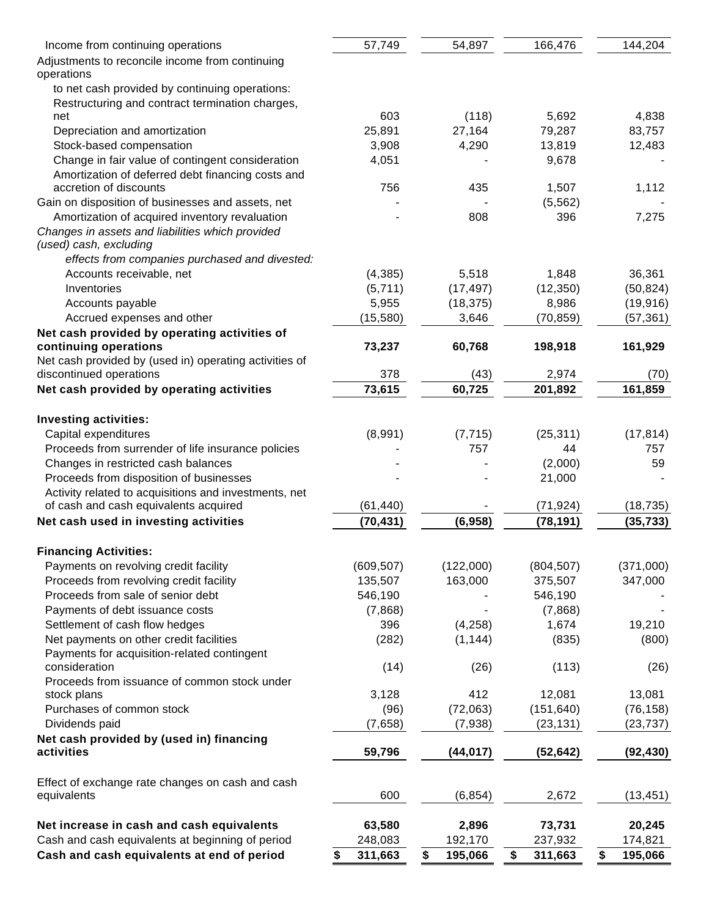| | | | | |
|---|---|---|---|---|
| Income from continuing operations | 57,749 | 54,897 | 166,476 | 144,204 |
| Adjustments to reconcile income from continuing operations | | | | |
| to net cash provided by continuing operations: | | | | |
| Restructuring and contract termination charges, net | 603 | (118) | 5,692 | 4,838 |
| Depreciation and amortization | 25,891 | 27,164 | 79,287 | 83,757 |
| Stock-based compensation | 3,908 | 4,290 | 13,819 | 12,483 |
| Change in fair value of contingent consideration | 4,051 | - | 9,678 | - |
| Amortization of deferred debt financing costs and accretion of discounts | 756 | 435 | 1,507 | 1,112 |
| Gain on disposition of businesses and assets, net | - | - | (5,562) | - |
| Amortization of acquired inventory revaluation | - | 808 | 396 | 7,275 |
| *Changes in assets and liabilities which provided (used) cash, excluding* | | | | |
| *effects from companies purchased and divested:* | | | | |
| Accounts receivable, net | (4,385) | 5,518 | 1,848 | 36,361 |
| Inventories | (5,711) | (17,497) | (12,350) | (50,824) |
| Accounts payable | 5,955 | (18,375) | 8,986 | (19,916) |
| Accrued expenses and other | (15,580) | 3,646 | (70,859) | (57,361) |
| **Net cash provided by operating activities of continuing operations** | **73,237** | **60,768** | **198,918** | **161,929** |
| Net cash provided by (used in) operating activities of discontinued operations | 378 | (43) | 2,974 | (70) |
| **Net cash provided by operating activities** | **73,615** | **60,725** | **201,892** | **161,859** |
| | | | | |
| **Investing activities:** | | | | |
| Capital expenditures | (8,991) | (7,715) | (25,311) | (17,814) |
| Proceeds from surrender of life insurance policies | - | 757 | 44 | 757 |
| Changes in restricted cash balances | - | - | (2,000) | 59 |
| Proceeds from disposition of businesses | - | - | 21,000 | - |
| Activity related to acquisitions and investments, net of cash and cash equivalents acquired | (61,440) | - | (71,924) | (18,735) |
| **Net cash used in investing activities** | **(70,431)** | **(6,958)** | **(78,191)** | **(35,733)** |
| | | | | |
| **Financing Activities:** | | | | |
| Payments on revolving credit facility | (609,507) | (122,000) | (804,507) | (371,000) |
| Proceeds from revolving credit facility | 135,507 | 163,000 | 375,507 | 347,000 |
| Proceeds from sale of senior debt | 546,190 | - | 546,190 | - |
| Payments of debt issuance costs | (7,868) | - | (7,868) | - |
| Settlement of cash flow hedges | 396 | (4,258) | 1,674 | 19,210 |
| Net payments on other credit facilities | (282) | (1,144) | (835) | (800) |
| Payments for acquisition-related contingent consideration | (14) | (26) | (113) | (26) |
| Proceeds from issuance of common stock under stock plans | 3,128 | 412 | 12,081 | 13,081 |
| Purchases of common stock | (96) | (72,063) | (151,640) | (76,158) |
| Dividends paid | (7,658) | (7,938) | (23,131) | (23,737) |
| **Net cash provided by (used in) financing activities** | **59,796** | **(44,017)** | **(52,642)** | **(92,430)** |
| | | | | |
| Effect of exchange rate changes on cash and cash equivalents | 600 | (6,854) | 2,672 | (13,451) |
| | | | | |
| **Net increase in cash and cash equivalents** | **63,580** | **2,896** | **73,731** | **20,245** |
| Cash and cash equivalents at beginning of period | 248,083 | 192,170 | 237,932 | 174,821 |
| **Cash and cash equivalents at end of period** | **$ 311,663** | **$ 195,066** | **$ 311,663** | **$ 195,066** |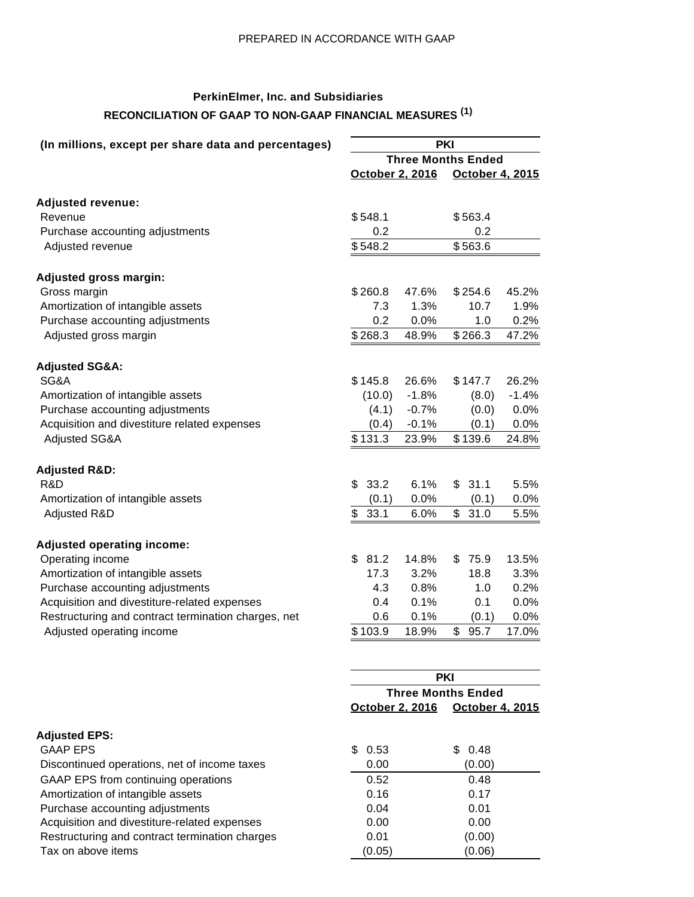PREPARED IN ACCORDANCE WITH GAAP

**PerkinElmer, Inc. and Subsidiaries**

**RECONCILIATION OF GAAP TO NON-GAAP FINANCIAL MEASURES [(1)]**

| (In millions, except per share data and percentages) | PKI | | | |
|---|---|---|---|---|
| | Three Months Ended | | | |
| | October 2, 2016 | | October 4, 2015 | |
| **Adjusted revenue:** | | | | |
| Revenue | $ 548.1 | | $ 563.4 | |
| Purchase accounting adjustments | 0.2 | | 0.2 | |
| Adjusted revenue | $ 548.2 | | $ 563.6 | |
| **Adjusted gross margin:** | | | | |
| Gross margin | $ 260.8 | 47.6% | $ 254.6 | 45.2% |
| Amortization of intangible assets | 7.3 | 1.3% | 10.7 | 1.9% |
| Purchase accounting adjustments | 0.2 | 0.0% | 1.0 | 0.2% |
| Adjusted gross margin | $ 268.3 | 48.9% | $ 266.3 | 47.2% |
| **Adjusted SG&A:** | | | | |
| SG&A | $ 145.8 | 26.6% | $ 147.7 | 26.2% |
| Amortization of intangible assets | (10.0) | -1.8% | (8.0) | -1.4% |
| Purchase accounting adjustments | (4.1) | -0.7% | (0.0) | 0.0% |
| Acquisition and divestiture related expenses | (0.4) | -0.1% | (0.1) | 0.0% |
| Adjusted SG&A | $ 131.3 | 23.9% | $ 139.6 | 24.8% |
| **Adjusted R&D:** | | | | |
| R&D | $ 33.2 | 6.1% | $ 31.1 | 5.5% |
| Amortization of intangible assets | (0.1) | 0.0% | (0.1) | 0.0% |
| Adjusted R&D | $ 33.1 | 6.0% | $ 31.0 | 5.5% |
| **Adjusted operating income:** | | | | |
| Operating income | $ 81.2 | 14.8% | $ 75.9 | 13.5% |
| Amortization of intangible assets | 17.3 | 3.2% | 18.8 | 3.3% |
| Purchase accounting adjustments | 4.3 | 0.8% | 1.0 | 0.2% |
| Acquisition and divestiture-related expenses | 0.4 | 0.1% | 0.1 | 0.0% |
| Restructuring and contract termination charges, net | 0.6 | 0.1% | (0.1) | 0.0% |
| Adjusted operating income | $ 103.9 | 18.9% | $ 95.7 | 17.0% |

| | PKI | |
|---|---|---|
| | Three Months Ended | |
| | October 2, 2016 | October 4, 2015 |
| **Adjusted EPS:** | | |
| GAAP EPS | $ 0.53 | $ 0.48 |
| Discontinued operations, net of income taxes | 0.00 | (0.00) |
| GAAP EPS from continuing operations | 0.52 | 0.48 |
| Amortization of intangible assets | 0.16 | 0.17 |
| Purchase accounting adjustments | 0.04 | 0.01 |
| Acquisition and divestiture-related expenses | 0.00 | 0.00 |
| Restructuring and contract termination charges | 0.01 | (0.00) |
| Tax on above items | (0.05) | (0.06) |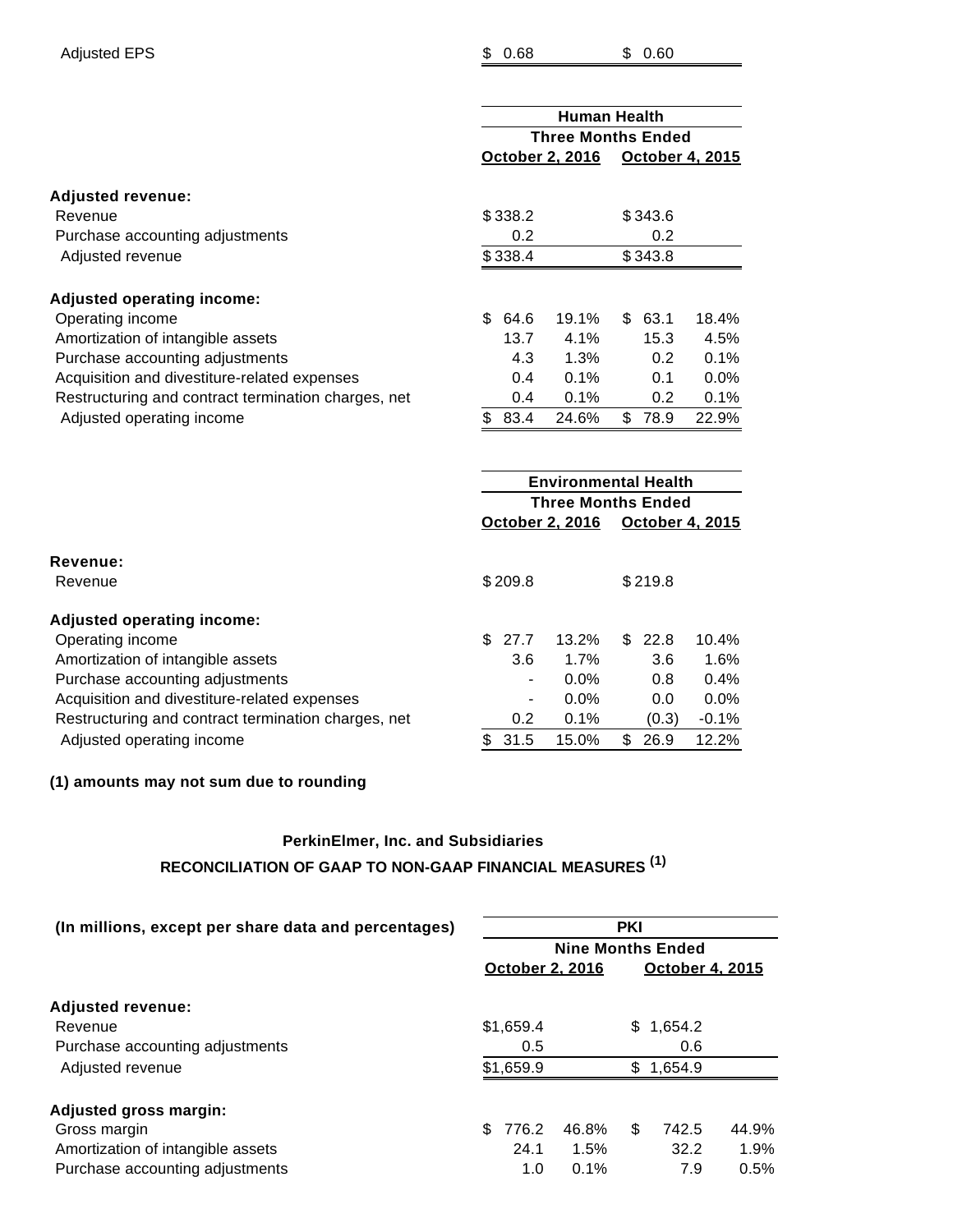| | | | | |
|---|---|---|---|---|
| Adjusted EPS | $ 0.68 | | $ 0.60 | |

| | Human Health | | | |
|---|---|---|---|---|
| | Three Months Ended | | | |
| | October 2, 2016 | | October 4, 2015 | |
| **Adjusted revenue:** | | | | |
| Revenue | $338.2 | | $343.6 | |
| Purchase accounting adjustments | 0.2 | | 0.2 | |
| Adjusted revenue | $338.4 | | $343.8 | |
| **Adjusted operating income:** | | | | |
| Operating income | $ 64.6 | 19.1% | $ 63.1 | 18.4% |
| Amortization of intangible assets | 13.7 | 4.1% | 15.3 | 4.5% |
| Purchase accounting adjustments | 4.3 | 1.3% | 0.2 | 0.1% |
| Acquisition and divestiture-related expenses | 0.4 | 0.1% | 0.1 | 0.0% |
| Restructuring and contract termination charges, net | 0.4 | 0.1% | 0.2 | 0.1% |
| Adjusted operating income | $ 83.4 | 24.6% | $ 78.9 | 22.9% |

| | Environmental Health | | | |
|---|---|---|---|---|
| | Three Months Ended | | | |
| | October 2, 2016 | | October 4, 2015 | |
| **Revenue:** | | | | |
| Revenue | $209.8 | | $219.8 | |
| **Adjusted operating income:** | | | | |
| Operating income | $ 27.7 | 13.2% | $ 22.8 | 10.4% |
| Amortization of intangible assets | 3.6 | 1.7% | 3.6 | 1.6% |
| Purchase accounting adjustments | - | 0.0% | 0.8 | 0.4% |
| Acquisition and divestiture-related expenses | - | 0.0% | 0.0 | 0.0% |
| Restructuring and contract termination charges, net | 0.2 | 0.1% | (0.3) | -0.1% |
| Adjusted operating income | $ 31.5 | 15.0% | $ 26.9 | 12.2% |

**(1) amounts may not sum due to rounding**

**PerkinElmer, Inc. and Subsidiaries**

**RECONCILIATION OF GAAP TO NON-GAAP FINANCIAL MEASURES (1)**

| (In millions, except per share data and percentages) | PKI | | | |
|---|---|---|---|---|
| | Nine Months Ended | | | |
| | October 2, 2016 | | October 4, 2015 | |
| **Adjusted revenue:** | | | | |
| Revenue | $1,659.4 | | $ 1,654.2 | |
| Purchase accounting adjustments | 0.5 | | 0.6 | |
| Adjusted revenue | $1,659.9 | | $ 1,654.9 | |
| **Adjusted gross margin:** | | | | |
| Gross margin | $ 776.2 | 46.8% | $ 742.5 | 44.9% |
| Amortization of intangible assets | 24.1 | 1.5% | 32.2 | 1.9% |
| Purchase accounting adjustments | 1.0 | 0.1% | 7.9 | 0.5% |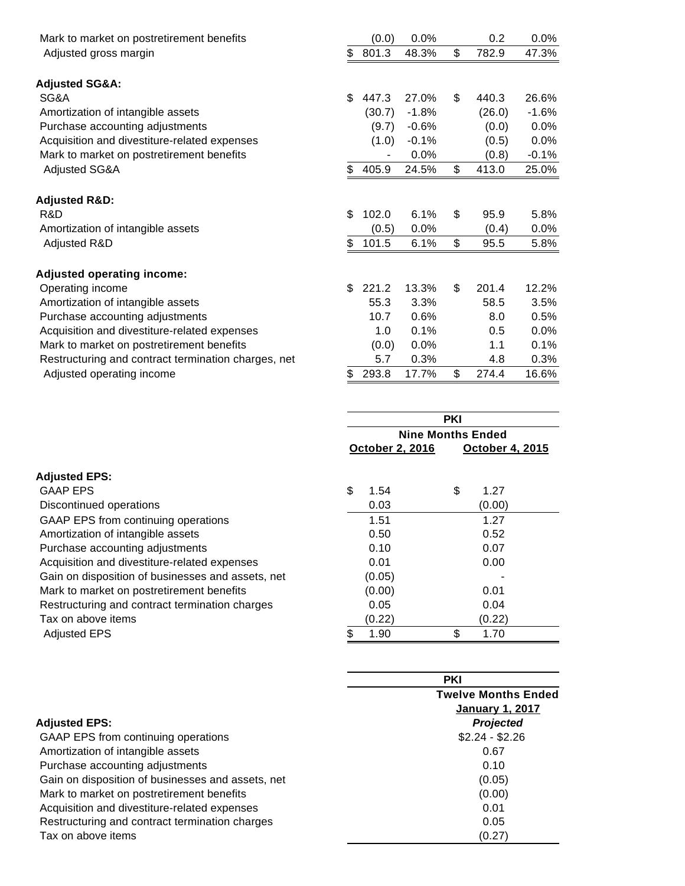| | | | | | | |
|---|---|---|---|---|---|---|
| Mark to market on postretirement benefits | | (0.0) | 0.0% | | 0.2 | 0.0% |
| Adjusted gross margin | $ | 801.3 | 48.3% | $ | 782.9 | 47.3% |
| | | | | | | |
| **Adjusted SG&A:** | | | | | | |
| SG&A | $ | 447.3 | 27.0% | $ | 440.3 | 26.6% |
| Amortization of intangible assets | | (30.7) | -1.8% | | (26.0) | -1.6% |
| Purchase accounting adjustments | | (9.7) | -0.6% | | (0.0) | 0.0% |
| Acquisition and divestiture-related expenses | | (1.0) | -0.1% | | (0.5) | 0.0% |
| Mark to market on postretirement benefits | | - | 0.0% | | (0.8) | -0.1% |
| Adjusted SG&A | $ | 405.9 | 24.5% | $ | 413.0 | 25.0% |
| | | | | | | |
| **Adjusted R&D:** | | | | | | |
| R&D | $ | 102.0 | 6.1% | $ | 95.9 | 5.8% |
| Amortization of intangible assets | | (0.5) | 0.0% | | (0.4) | 0.0% |
| Adjusted R&D | $ | 101.5 | 6.1% | $ | 95.5 | 5.8% |
| | | | | | | |
| **Adjusted operating income:** | | | | | | |
| Operating income | $ | 221.2 | 13.3% | $ | 201.4 | 12.2% |
| Amortization of intangible assets | | 55.3 | 3.3% | | 58.5 | 3.5% |
| Purchase accounting adjustments | | 10.7 | 0.6% | | 8.0 | 0.5% |
| Acquisition and divestiture-related expenses | | 1.0 | 0.1% | | 0.5 | 0.0% |
| Mark to market on postretirement benefits | | (0.0) | 0.0% | | 1.1 | 0.1% |
| Restructuring and contract termination charges, net | | 5.7 | 0.3% | | 4.8 | 0.3% |
| Adjusted operating income | $ | 293.8 | 17.7% | $ | 274.4 | 16.6% |

| | PKI | | | |
|---|---|---|---|---|
| | Nine Months Ended | | | |
| | October 2, 2016 | | October 4, 2015 | |
| **Adjusted EPS:** | | | | |
| GAAP EPS | $ | 1.54 | $ | 1.27 |
| Discontinued operations | | 0.03 | | (0.00) |
| GAAP EPS from continuing operations | | 1.51 | | 1.27 |
| Amortization of intangible assets | | 0.50 | | 0.52 |
| Purchase accounting adjustments | | 0.10 | | 0.07 |
| Acquisition and divestiture-related expenses | | 0.01 | | 0.00 |
| Gain on disposition of businesses and assets, net | | (0.05) | | - |
| Mark to market on postretirement benefits | | (0.00) | | 0.01 |
| Restructuring and contract termination charges | | 0.05 | | 0.04 |
| Tax on above items | | (0.22) | | (0.22) |
| Adjusted EPS | $ | 1.90 | $ | 1.70 |

| | PKI |
|---|---|
| | Twelve Months Ended |
| | January 1, 2017 |
| **Adjusted EPS:** | *Projected* |
| GAAP EPS from continuing operations | $2.24 - $2.26 |
| Amortization of intangible assets | 0.67 |
| Purchase accounting adjustments | 0.10 |
| Gain on disposition of businesses and assets, net | (0.05) |
| Mark to market on postretirement benefits | (0.00) |
| Acquisition and divestiture-related expenses | 0.01 |
| Restructuring and contract termination charges | 0.05 |
| Tax on above items | (0.27) |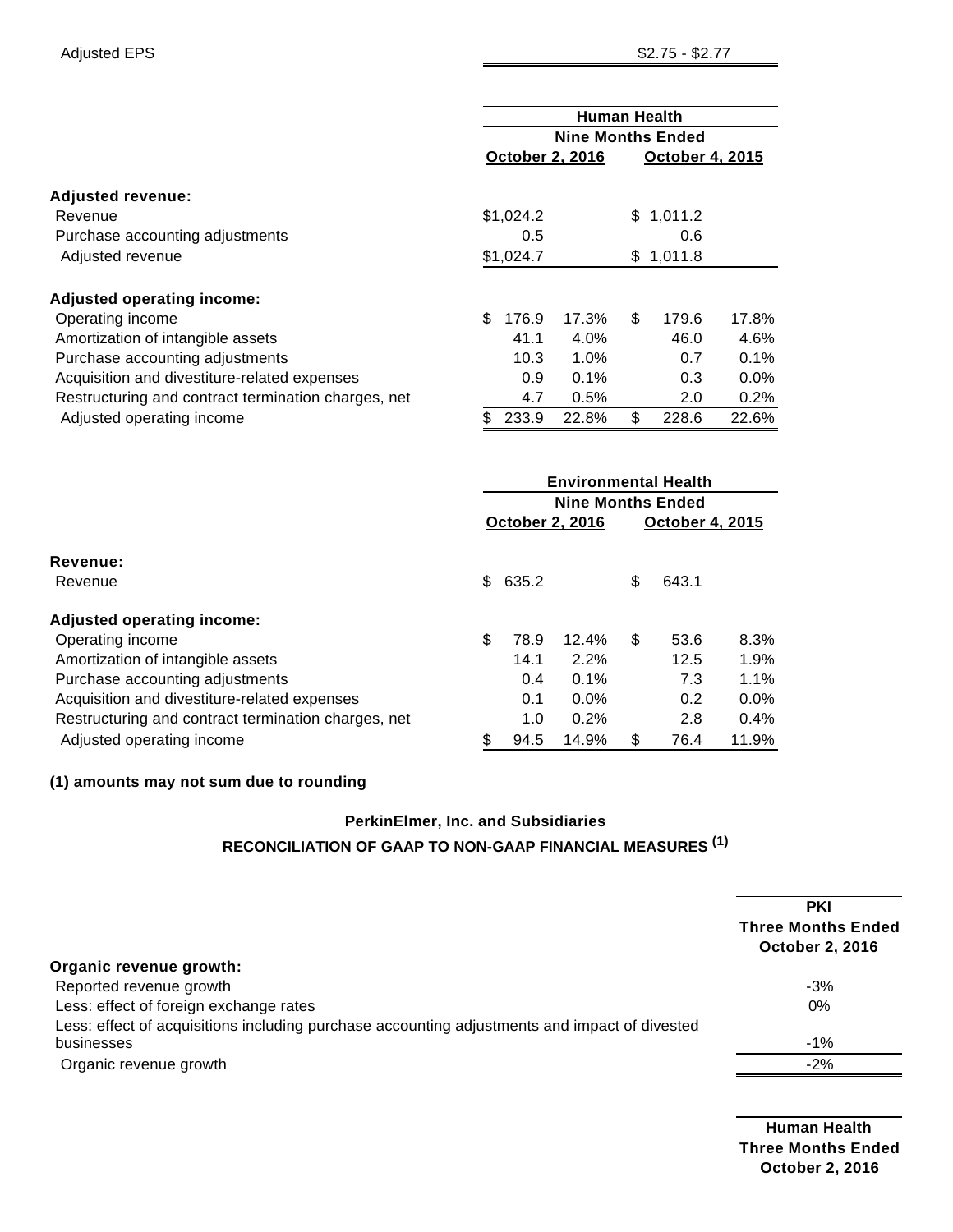| | |
|---|---|
| Adjusted EPS | $2.75 - $2.77 |

| | Human Health | | | |
|---|---|---|---|---|
| | Nine Months Ended | | | |
| | October 2, 2016 | | October 4, 2015 | |
| **Adjusted revenue:** | | | | |
| Revenue | $1,024.2 | | $ 1,011.2 | |
| Purchase accounting adjustments | 0.5 | | 0.6 | |
| Adjusted revenue | $1,024.7 | | $ 1,011.8 | |
| **Adjusted operating income:** | | | | |
| Operating income | $ 176.9 | 17.3% | $ 179.6 | 17.8% |
| Amortization of intangible assets | 41.1 | 4.0% | 46.0 | 4.6% |
| Purchase accounting adjustments | 10.3 | 1.0% | 0.7 | 0.1% |
| Acquisition and divestiture-related expenses | 0.9 | 0.1% | 0.3 | 0.0% |
| Restructuring and contract termination charges, net | 4.7 | 0.5% | 2.0 | 0.2% |
| Adjusted operating income | $ 233.9 | 22.8% | $ 228.6 | 22.6% |

| | Environmental Health | | | |
|---|---|---|---|---|
| | Nine Months Ended | | | |
| | October 2, 2016 | | October 4, 2015 | |
| **Revenue:** | | | | |
| Revenue | $ 635.2 | | $ 643.1 | |
| **Adjusted operating income:** | | | | |
| Operating income | $ 78.9 | 12.4% | $ 53.6 | 8.3% |
| Amortization of intangible assets | 14.1 | 2.2% | 12.5 | 1.9% |
| Purchase accounting adjustments | 0.4 | 0.1% | 7.3 | 1.1% |
| Acquisition and divestiture-related expenses | 0.1 | 0.0% | 0.2 | 0.0% |
| Restructuring and contract termination charges, net | 1.0 | 0.2% | 2.8 | 0.4% |
| Adjusted operating income | $ 94.5 | 14.9% | $ 76.4 | 11.9% |

**(1) amounts may not sum due to rounding**

**PerkinElmer, Inc. and Subsidiaries**

**RECONCILIATION OF GAAP TO NON-GAAP FINANCIAL MEASURES (1)**

| | PKI |
|---|---|
| | Three Months Ended |
| | October 2, 2016 |
| **Organic revenue growth:** | |
| Reported revenue growth | -3% |
| Less: effect of foreign exchange rates | 0% |
| Less: effect of acquisitions including purchase accounting adjustments and impact of divested businesses | -1% |
| Organic revenue growth | -2% |

| | Human Health |
|---|---|
| | Three Months Ended |
| | October 2, 2016 |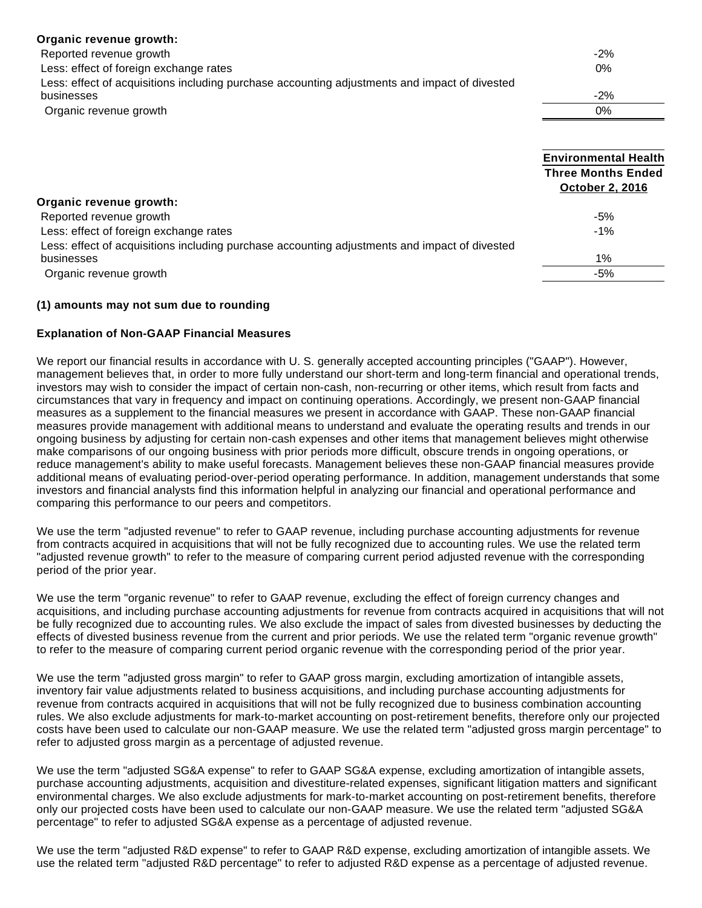| | |
|---|---|
| **Organic revenue growth:** | |
| Reported revenue growth | -2% |
| Less: effect of foreign exchange rates | 0% |
| Less: effect of acquisitions including purchase accounting adjustments and impact of divested businesses | -2% |
| Organic revenue growth | 0% |

| | Environmental Health Three Months Ended October 2, 2016 |
|---|---|
| **Organic revenue growth:** | |
| Reported revenue growth | -5% |
| Less: effect of foreign exchange rates | -1% |
| Less: effect of acquisitions including purchase accounting adjustments and impact of divested businesses | 1% |
| Organic revenue growth | -5% |

**(1) amounts may not sum due to rounding**

**Explanation of Non-GAAP Financial Measures**

We report our financial results in accordance with U. S. generally accepted accounting principles ("GAAP"). However, management believes that, in order to more fully understand our short-term and long-term financial and operational trends, investors may wish to consider the impact of certain non-cash, non-recurring or other items, which result from facts and circumstances that vary in frequency and impact on continuing operations. Accordingly, we present non-GAAP financial measures as a supplement to the financial measures we present in accordance with GAAP. These non-GAAP financial measures provide management with additional means to understand and evaluate the operating results and trends in our ongoing business by adjusting for certain non-cash expenses and other items that management believes might otherwise make comparisons of our ongoing business with prior periods more difficult, obscure trends in ongoing operations, or reduce management's ability to make useful forecasts. Management believes these non-GAAP financial measures provide additional means of evaluating period-over-period operating performance. In addition, management understands that some investors and financial analysts find this information helpful in analyzing our financial and operational performance and comparing this performance to our peers and competitors.

We use the term "adjusted revenue" to refer to GAAP revenue, including purchase accounting adjustments for revenue from contracts acquired in acquisitions that will not be fully recognized due to accounting rules. We use the related term "adjusted revenue growth" to refer to the measure of comparing current period adjusted revenue with the corresponding period of the prior year.

We use the term "organic revenue" to refer to GAAP revenue, excluding the effect of foreign currency changes and acquisitions, and including purchase accounting adjustments for revenue from contracts acquired in acquisitions that will not be fully recognized due to accounting rules. We also exclude the impact of sales from divested businesses by deducting the effects of divested business revenue from the current and prior periods. We use the related term "organic revenue growth" to refer to the measure of comparing current period organic revenue with the corresponding period of the prior year.

We use the term "adjusted gross margin" to refer to GAAP gross margin, excluding amortization of intangible assets, inventory fair value adjustments related to business acquisitions, and including purchase accounting adjustments for revenue from contracts acquired in acquisitions that will not be fully recognized due to business combination accounting rules. We also exclude adjustments for mark-to-market accounting on post-retirement benefits, therefore only our projected costs have been used to calculate our non-GAAP measure. We use the related term "adjusted gross margin percentage" to refer to adjusted gross margin as a percentage of adjusted revenue.

We use the term "adjusted SG&A expense" to refer to GAAP SG&A expense, excluding amortization of intangible assets, purchase accounting adjustments, acquisition and divestiture-related expenses, significant litigation matters and significant environmental charges. We also exclude adjustments for mark-to-market accounting on post-retirement benefits, therefore only our projected costs have been used to calculate our non-GAAP measure. We use the related term "adjusted SG&A percentage" to refer to adjusted SG&A expense as a percentage of adjusted revenue.

We use the term "adjusted R&D expense" to refer to GAAP R&D expense, excluding amortization of intangible assets. We use the related term "adjusted R&D percentage" to refer to adjusted R&D expense as a percentage of adjusted revenue.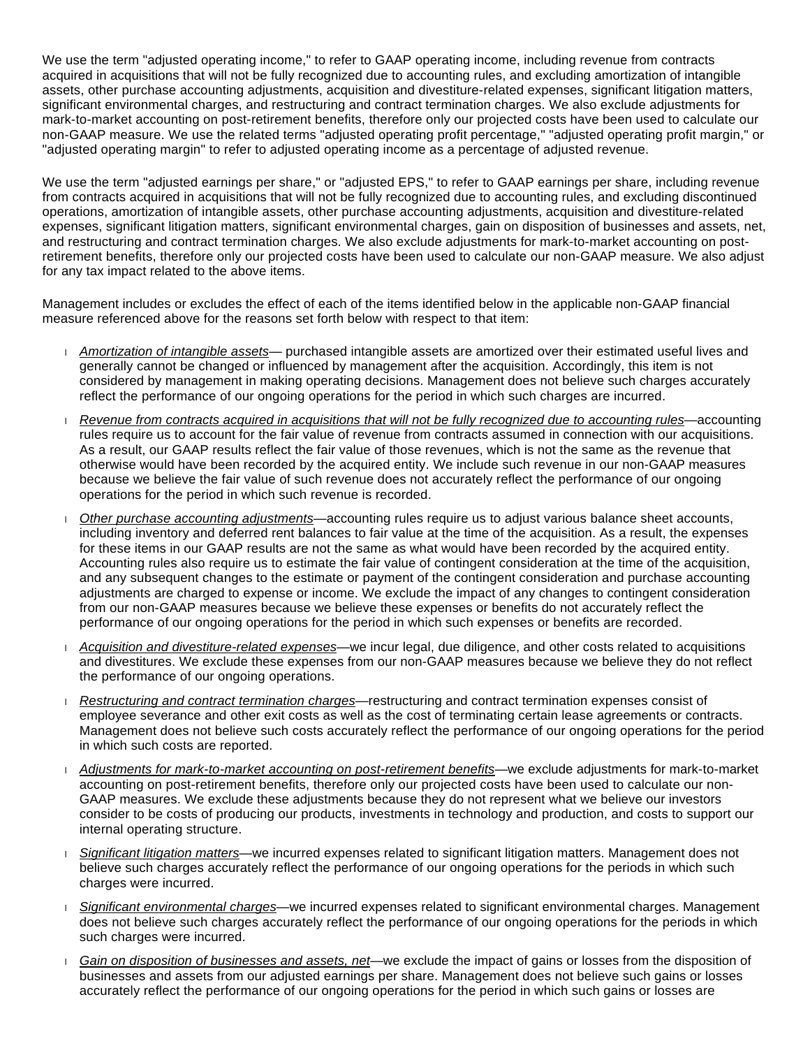We use the term "adjusted operating income," to refer to GAAP operating income, including revenue from contracts acquired in acquisitions that will not be fully recognized due to accounting rules, and excluding amortization of intangible assets, other purchase accounting adjustments, acquisition and divestiture-related expenses, significant litigation matters, significant environmental charges, and restructuring and contract termination charges. We also exclude adjustments for mark-to-market accounting on post-retirement benefits, therefore only our projected costs have been used to calculate our non-GAAP measure. We use the related terms "adjusted operating profit percentage," "adjusted operating profit margin," or "adjusted operating margin" to refer to adjusted operating income as a percentage of adjusted revenue.

We use the term "adjusted earnings per share," or "adjusted EPS," to refer to GAAP earnings per share, including revenue from contracts acquired in acquisitions that will not be fully recognized due to accounting rules, and excluding discontinued operations, amortization of intangible assets, other purchase accounting adjustments, acquisition and divestiture-related expenses, significant litigation matters, significant environmental charges, gain on disposition of businesses and assets, net, and restructuring and contract termination charges. We also exclude adjustments for mark-to-market accounting on post-retirement benefits, therefore only our projected costs have been used to calculate our non-GAAP measure. We also adjust for any tax impact related to the above items.

Management includes or excludes the effect of each of the items identified below in the applicable non-GAAP financial measure referenced above for the reasons set forth below with respect to that item:

- *Amortization of intangible assets*— purchased intangible assets are amortized over their estimated useful lives and generally cannot be changed or influenced by management after the acquisition. Accordingly, this item is not considered by management in making operating decisions. Management does not believe such charges accurately reflect the performance of our ongoing operations for the period in which such charges are incurred.
- *Revenue from contracts acquired in acquisitions that will not be fully recognized due to accounting rules*—accounting rules require us to account for the fair value of revenue from contracts assumed in connection with our acquisitions. As a result, our GAAP results reflect the fair value of those revenues, which is not the same as the revenue that otherwise would have been recorded by the acquired entity. We include such revenue in our non-GAAP measures because we believe the fair value of such revenue does not accurately reflect the performance of our ongoing operations for the period in which such revenue is recorded.
- *Other purchase accounting adjustments*—accounting rules require us to adjust various balance sheet accounts, including inventory and deferred rent balances to fair value at the time of the acquisition. As a result, the expenses for these items in our GAAP results are not the same as what would have been recorded by the acquired entity. Accounting rules also require us to estimate the fair value of contingent consideration at the time of the acquisition, and any subsequent changes to the estimate or payment of the contingent consideration and purchase accounting adjustments are charged to expense or income. We exclude the impact of any changes to contingent consideration from our non-GAAP measures because we believe these expenses or benefits do not accurately reflect the performance of our ongoing operations for the period in which such expenses or benefits are recorded.
- *Acquisition and divestiture-related expenses*—we incur legal, due diligence, and other costs related to acquisitions and divestitures. We exclude these expenses from our non-GAAP measures because we believe they do not reflect the performance of our ongoing operations.
- *Restructuring and contract termination charges*—restructuring and contract termination expenses consist of employee severance and other exit costs as well as the cost of terminating certain lease agreements or contracts. Management does not believe such costs accurately reflect the performance of our ongoing operations for the period in which such costs are reported.
- *Adjustments for mark-to-market accounting on post-retirement benefits*—we exclude adjustments for mark-to-market accounting on post-retirement benefits, therefore only our projected costs have been used to calculate our non-GAAP measures. We exclude these adjustments because they do not represent what we believe our investors consider to be costs of producing our products, investments in technology and production, and costs to support our internal operating structure.
- *Significant litigation matters*—we incurred expenses related to significant litigation matters. Management does not believe such charges accurately reflect the performance of our ongoing operations for the periods in which such charges were incurred.
- *Significant environmental charges*—we incurred expenses related to significant environmental charges. Management does not believe such charges accurately reflect the performance of our ongoing operations for the periods in which such charges were incurred.
- *Gain on disposition of businesses and assets, net*—we exclude the impact of gains or losses from the disposition of businesses and assets from our adjusted earnings per share. Management does not believe such gains or losses accurately reflect the performance of our ongoing operations for the period in which such gains or losses are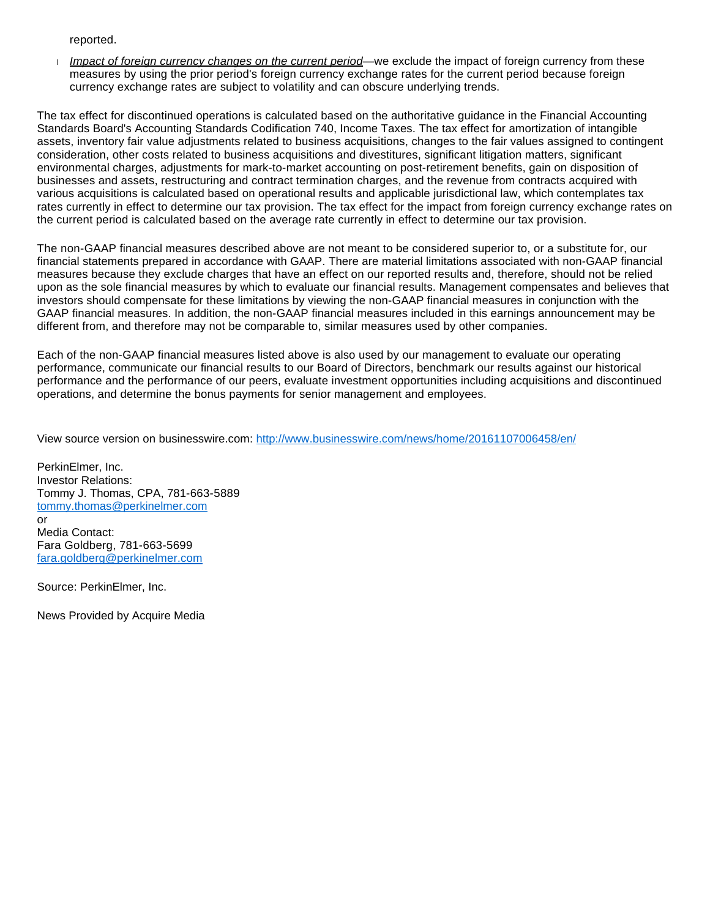reported.

- *Impact of foreign currency changes on the current period*—we exclude the impact of foreign currency from these measures by using the prior period's foreign currency exchange rates for the current period because foreign currency exchange rates are subject to volatility and can obscure underlying trends.

The tax effect for discontinued operations is calculated based on the authoritative guidance in the Financial Accounting Standards Board's Accounting Standards Codification 740, Income Taxes. The tax effect for amortization of intangible assets, inventory fair value adjustments related to business acquisitions, changes to the fair values assigned to contingent consideration, other costs related to business acquisitions and divestitures, significant litigation matters, significant environmental charges, adjustments for mark-to-market accounting on post-retirement benefits, gain on disposition of businesses and assets, restructuring and contract termination charges, and the revenue from contracts acquired with various acquisitions is calculated based on operational results and applicable jurisdictional law, which contemplates tax rates currently in effect to determine our tax provision. The tax effect for the impact from foreign currency exchange rates on the current period is calculated based on the average rate currently in effect to determine our tax provision.

The non-GAAP financial measures described above are not meant to be considered superior to, or a substitute for, our financial statements prepared in accordance with GAAP. There are material limitations associated with non-GAAP financial measures because they exclude charges that have an effect on our reported results and, therefore, should not be relied upon as the sole financial measures by which to evaluate our financial results. Management compensates and believes that investors should compensate for these limitations by viewing the non-GAAP financial measures in conjunction with the GAAP financial measures. In addition, the non-GAAP financial measures included in this earnings announcement may be different from, and therefore may not be comparable to, similar measures used by other companies.

Each of the non-GAAP financial measures listed above is also used by our management to evaluate our operating performance, communicate our financial results to our Board of Directors, benchmark our results against our historical performance and the performance of our peers, evaluate investment opportunities including acquisitions and discontinued operations, and determine the bonus payments for senior management and employees.

View source version on businesswire.com: http://www.businesswire.com/news/home/20161107006458/en/

PerkinElmer, Inc.
Investor Relations:
Tommy J. Thomas, CPA, 781-663-5889
tommy.thomas@perkinelmer.com
or
Media Contact:
Fara Goldberg, 781-663-5699
fara.goldberg@perkinelmer.com

Source: PerkinElmer, Inc.

News Provided by Acquire Media